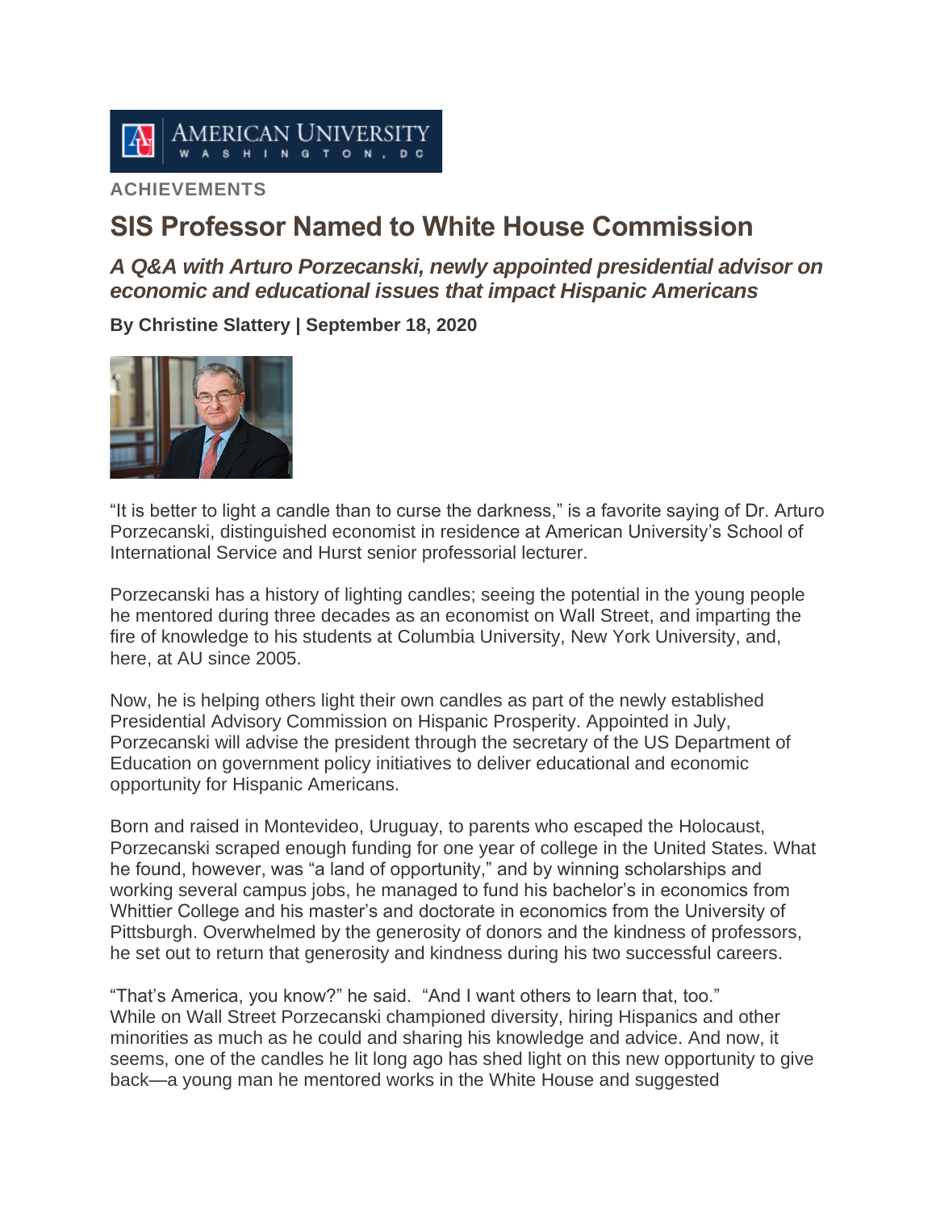AMERICAN UNIVERSITY
WASHINGTON, DC

ACHIEVEMENTS

# SIS Professor Named to White House Commission

### *A Q&A with Arturo Porzecanski, newly appointed presidential advisor on economic and educational issues that impact Hispanic Americans*

**By Christine Slattery | September 18, 2020**

"It is better to light a candle than to curse the darkness," is a favorite saying of Dr. Arturo Porzecanski, distinguished economist in residence at American University's School of International Service and Hurst senior professorial lecturer.

Porzecanski has a history of lighting candles; seeing the potential in the young people he mentored during three decades as an economist on Wall Street, and imparting the fire of knowledge to his students at Columbia University, New York University, and, here, at AU since 2005.

Now, he is helping others light their own candles as part of the newly established Presidential Advisory Commission on Hispanic Prosperity. Appointed in July, Porzecanski will advise the president through the secretary of the US Department of Education on government policy initiatives to deliver educational and economic opportunity for Hispanic Americans.

Born and raised in Montevideo, Uruguay, to parents who escaped the Holocaust, Porzecanski scraped enough funding for one year of college in the United States. What he found, however, was "a land of opportunity," and by winning scholarships and working several campus jobs, he managed to fund his bachelor's in economics from Whittier College and his master's and doctorate in economics from the University of Pittsburgh. Overwhelmed by the generosity of donors and the kindness of professors, he set out to return that generosity and kindness during his two successful careers.

"That's America, you know?" he said. "And I want others to learn that, too."
While on Wall Street Porzecanski championed diversity, hiring Hispanics and other minorities as much as he could and sharing his knowledge and advice. And now, it seems, one of the candles he lit long ago has shed light on this new opportunity to give back—a young man he mentored works in the White House and suggested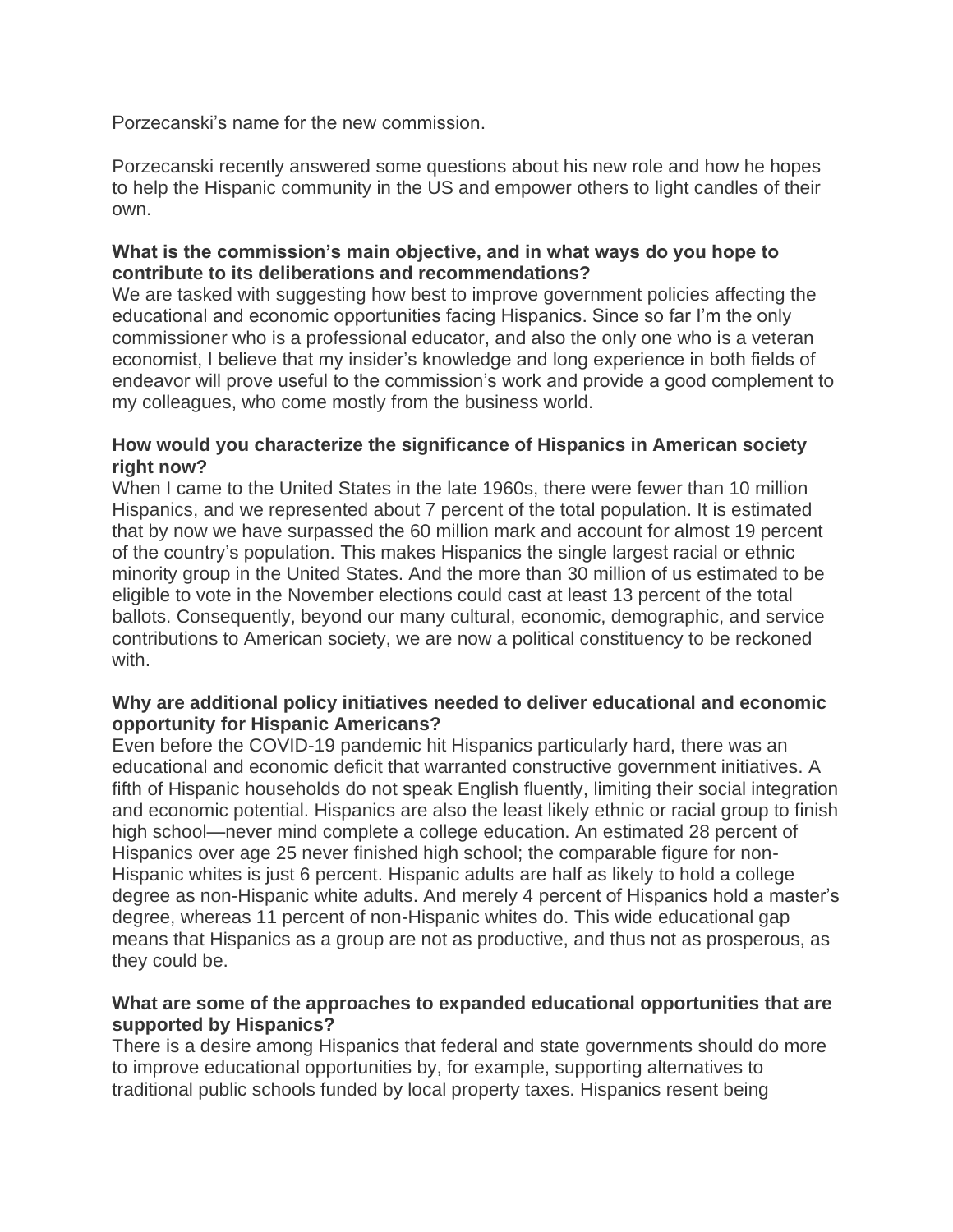Porzecanski's name for the new commission.

Porzecanski recently answered some questions about his new role and how he hopes to help the Hispanic community in the US and empower others to light candles of their own.

**What is the commission's main objective, and in what ways do you hope to contribute to its deliberations and recommendations?**

We are tasked with suggesting how best to improve government policies affecting the educational and economic opportunities facing Hispanics. Since so far I'm the only commissioner who is a professional educator, and also the only one who is a veteran economist, I believe that my insider's knowledge and long experience in both fields of endeavor will prove useful to the commission's work and provide a good complement to my colleagues, who come mostly from the business world.

**How would you characterize the significance of Hispanics in American society right now?**

When I came to the United States in the late 1960s, there were fewer than 10 million Hispanics, and we represented about 7 percent of the total population. It is estimated that by now we have surpassed the 60 million mark and account for almost 19 percent of the country's population. This makes Hispanics the single largest racial or ethnic minority group in the United States. And the more than 30 million of us estimated to be eligible to vote in the November elections could cast at least 13 percent of the total ballots. Consequently, beyond our many cultural, economic, demographic, and service contributions to American society, we are now a political constituency to be reckoned with.

**Why are additional policy initiatives needed to deliver educational and economic opportunity for Hispanic Americans?**

Even before the COVID-19 pandemic hit Hispanics particularly hard, there was an educational and economic deficit that warranted constructive government initiatives. A fifth of Hispanic households do not speak English fluently, limiting their social integration and economic potential. Hispanics are also the least likely ethnic or racial group to finish high school—never mind complete a college education. An estimated 28 percent of Hispanics over age 25 never finished high school; the comparable figure for non-Hispanic whites is just 6 percent. Hispanic adults are half as likely to hold a college degree as non-Hispanic white adults. And merely 4 percent of Hispanics hold a master's degree, whereas 11 percent of non-Hispanic whites do. This wide educational gap means that Hispanics as a group are not as productive, and thus not as prosperous, as they could be.

**What are some of the approaches to expanded educational opportunities that are supported by Hispanics?**

There is a desire among Hispanics that federal and state governments should do more to improve educational opportunities by, for example, supporting alternatives to traditional public schools funded by local property taxes. Hispanics resent being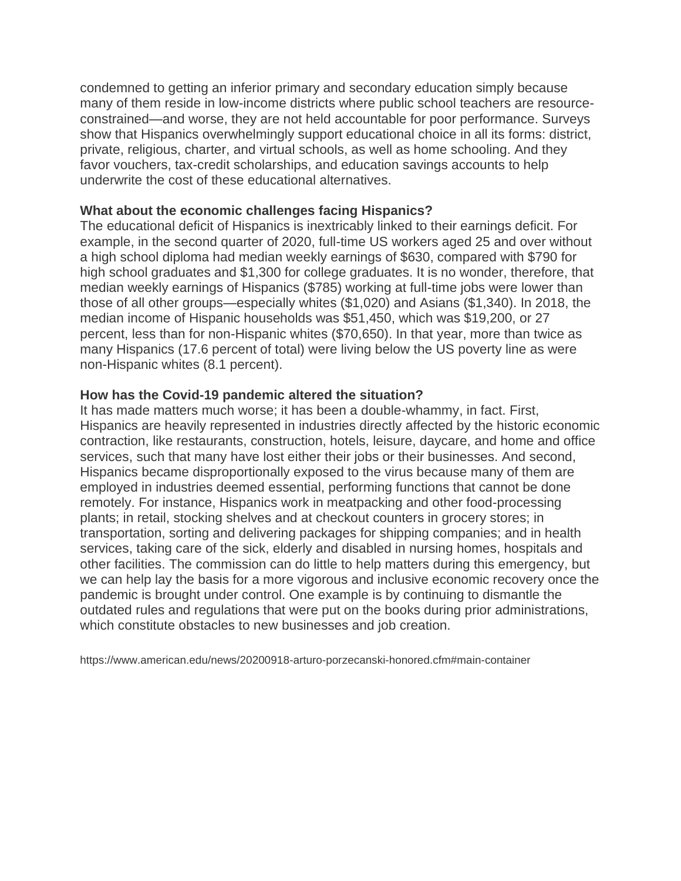condemned to getting an inferior primary and secondary education simply because many of them reside in low-income districts where public school teachers are resource-constrained—and worse, they are not held accountable for poor performance. Surveys show that Hispanics overwhelmingly support educational choice in all its forms: district, private, religious, charter, and virtual schools, as well as home schooling. And they favor vouchers, tax-credit scholarships, and education savings accounts to help underwrite the cost of these educational alternatives.

**What about the economic challenges facing Hispanics?**

The educational deficit of Hispanics is inextricably linked to their earnings deficit. For example, in the second quarter of 2020, full-time US workers aged 25 and over without a high school diploma had median weekly earnings of $630, compared with $790 for high school graduates and $1,300 for college graduates. It is no wonder, therefore, that median weekly earnings of Hispanics ($785) working at full-time jobs were lower than those of all other groups—especially whites ($1,020) and Asians ($1,340). In 2018, the median income of Hispanic households was $51,450, which was $19,200, or 27 percent, less than for non-Hispanic whites ($70,650). In that year, more than twice as many Hispanics (17.6 percent of total) were living below the US poverty line as were non-Hispanic whites (8.1 percent).

**How has the Covid-19 pandemic altered the situation?**

It has made matters much worse; it has been a double-whammy, in fact. First, Hispanics are heavily represented in industries directly affected by the historic economic contraction, like restaurants, construction, hotels, leisure, daycare, and home and office services, such that many have lost either their jobs or their businesses. And second, Hispanics became disproportionally exposed to the virus because many of them are employed in industries deemed essential, performing functions that cannot be done remotely. For instance, Hispanics work in meatpacking and other food-processing plants; in retail, stocking shelves and at checkout counters in grocery stores; in transportation, sorting and delivering packages for shipping companies; and in health services, taking care of the sick, elderly and disabled in nursing homes, hospitals and other facilities. The commission can do little to help matters during this emergency, but we can help lay the basis for a more vigorous and inclusive economic recovery once the pandemic is brought under control. One example is by continuing to dismantle the outdated rules and regulations that were put on the books during prior administrations, which constitute obstacles to new businesses and job creation.

https://www.american.edu/news/20200918-arturo-porzecanski-honored.cfm#main-container